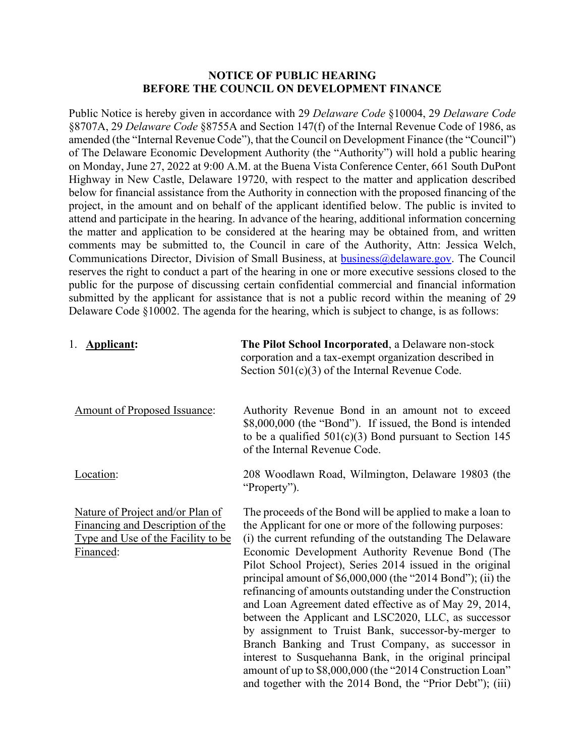**NOTICE OF PUBLIC HEARING**
**BEFORE THE COUNCIL ON DEVELOPMENT FINANCE**

Public Notice is hereby given in accordance with 29 *Delaware Code* §10004, 29 *Delaware Code* §8707A, 29 *Delaware Code* §8755A and Section 147(f) of the Internal Revenue Code of 1986, as amended (the "Internal Revenue Code"), that the Council on Development Finance (the "Council") of The Delaware Economic Development Authority (the "Authority") will hold a public hearing on Monday, June 27, 2022 at 9:00 A.M. at the Buena Vista Conference Center, 661 South DuPont Highway in New Castle, Delaware 19720, with respect to the matter and application described below for financial assistance from the Authority in connection with the proposed financing of the project, in the amount and on behalf of the applicant identified below. The public is invited to attend and participate in the hearing. In advance of the hearing, additional information concerning the matter and application to be considered at the hearing may be obtained from, and written comments may be submitted to, the Council in care of the Authority, Attn: Jessica Welch, Communications Director, Division of Small Business, at business@delaware.gov. The Council reserves the right to conduct a part of the hearing in one or more executive sessions closed to the public for the purpose of discussing certain confidential commercial and financial information submitted by the applicant for assistance that is not a public record within the meaning of 29 Delaware Code §10002. The agenda for the hearing, which is subject to change, is as follows:

1. **Applicant:** **The Pilot School Incorporated**, a Delaware non-stock corporation and a tax-exempt organization described in Section 501(c)(3) of the Internal Revenue Code.

Amount of Proposed Issuance: Authority Revenue Bond in an amount not to exceed $8,000,000 (the "Bond"). If issued, the Bond is intended to be a qualified 501(c)(3) Bond pursuant to Section 145 of the Internal Revenue Code.

Location: 208 Woodlawn Road, Wilmington, Delaware 19803 (the "Property").

Nature of Project and/or Plan of Financing and Description of the Type and Use of the Facility to be Financed: The proceeds of the Bond will be applied to make a loan to the Applicant for one or more of the following purposes: (i) the current refunding of the outstanding The Delaware Economic Development Authority Revenue Bond (The Pilot School Project), Series 2014 issued in the original principal amount of $6,000,000 (the "2014 Bond"); (ii) the refinancing of amounts outstanding under the Construction and Loan Agreement dated effective as of May 29, 2014, between the Applicant and LSC2020, LLC, as successor by assignment to Truist Bank, successor-by-merger to Branch Banking and Trust Company, as successor in interest to Susquehanna Bank, in the original principal amount of up to $8,000,000 (the "2014 Construction Loan" and together with the 2014 Bond, the "Prior Debt"); (iii)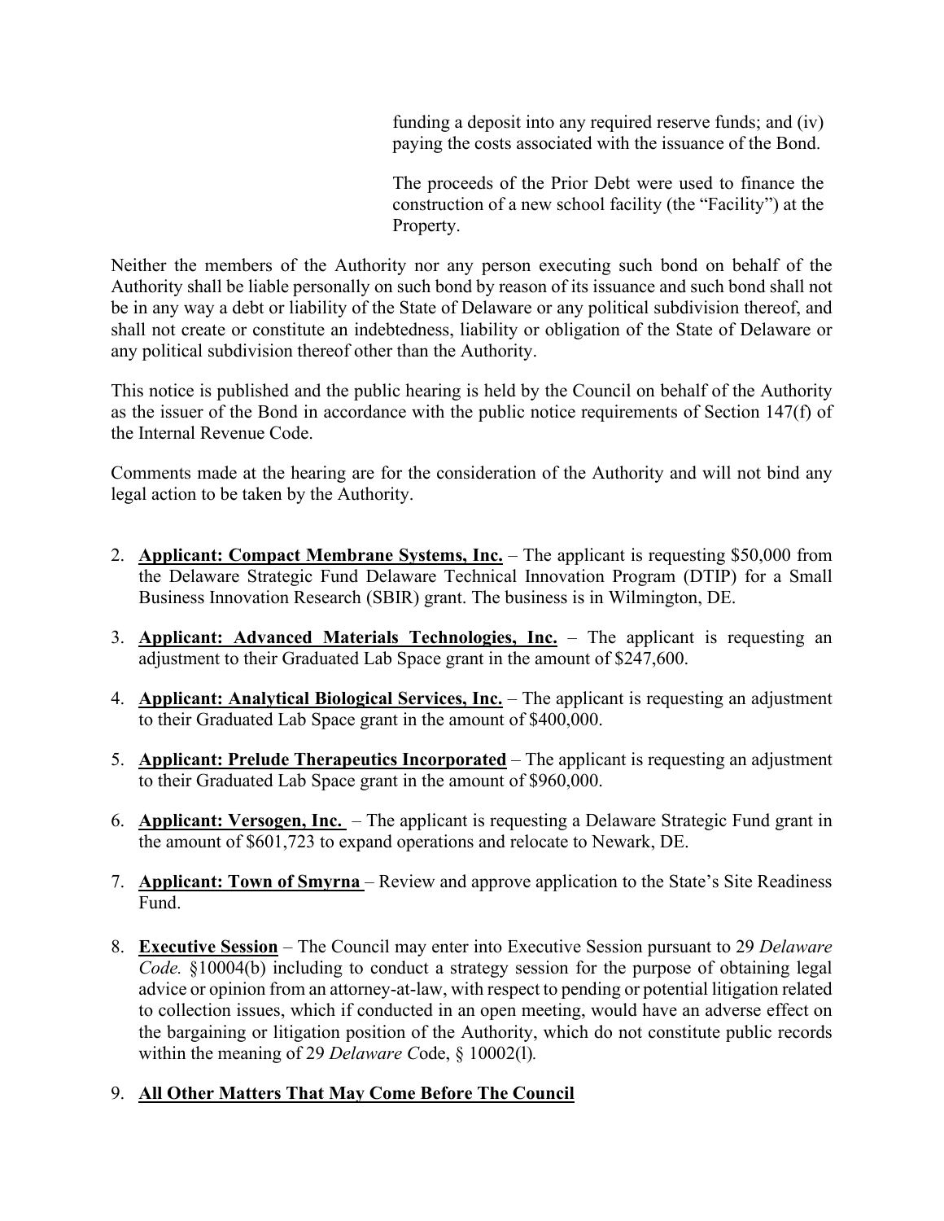funding a deposit into any required reserve funds; and (iv) paying the costs associated with the issuance of the Bond.

The proceeds of the Prior Debt were used to finance the construction of a new school facility (the "Facility") at the Property.

Neither the members of the Authority nor any person executing such bond on behalf of the Authority shall be liable personally on such bond by reason of its issuance and such bond shall not be in any way a debt or liability of the State of Delaware or any political subdivision thereof, and shall not create or constitute an indebtedness, liability or obligation of the State of Delaware or any political subdivision thereof other than the Authority.

This notice is published and the public hearing is held by the Council on behalf of the Authority as the issuer of the Bond in accordance with the public notice requirements of Section 147(f) of the Internal Revenue Code.

Comments made at the hearing are for the consideration of the Authority and will not bind any legal action to be taken by the Authority.

2. **Applicant: Compact Membrane Systems, Inc.** – The applicant is requesting $50,000 from the Delaware Strategic Fund Delaware Technical Innovation Program (DTIP) for a Small Business Innovation Research (SBIR) grant. The business is in Wilmington, DE.

3. **Applicant: Advanced Materials Technologies, Inc.** – The applicant is requesting an adjustment to their Graduated Lab Space grant in the amount of $247,600.

4. **Applicant: Analytical Biological Services, Inc.** – The applicant is requesting an adjustment to their Graduated Lab Space grant in the amount of $400,000.

5. **Applicant: Prelude Therapeutics Incorporated** – The applicant is requesting an adjustment to their Graduated Lab Space grant in the amount of $960,000.

6. **Applicant: Versogen, Inc.** – The applicant is requesting a Delaware Strategic Fund grant in the amount of $601,723 to expand operations and relocate to Newark, DE.

7. **Applicant: Town of Smyrna** – Review and approve application to the State's Site Readiness Fund.

8. **Executive Session** – The Council may enter into Executive Session pursuant to 29 *Delaware Code.* §10004(b) including to conduct a strategy session for the purpose of obtaining legal advice or opinion from an attorney-at-law, with respect to pending or potential litigation related to collection issues, which if conducted in an open meeting, would have an adverse effect on the bargaining or litigation position of the Authority, which do not constitute public records within the meaning of 29 *Delaware C*ode, § 10002(l).

9. **All Other Matters That May Come Before The Council**